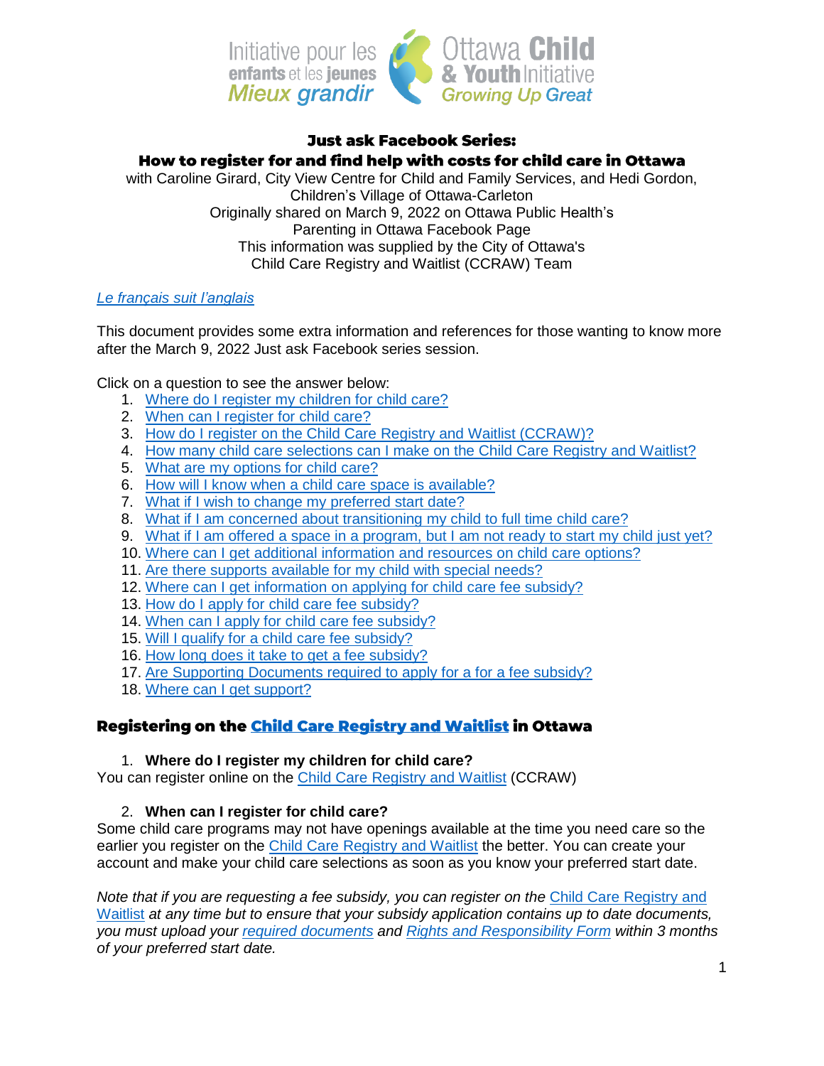Initiative pour les **enfants** et les **jeunes** *Mieux grandir* Ottawa **Child & Youth** Initiative *Growing Up Great*

# Just ask Facebook Series: How to register for and find help with costs for child care in Ottawa

with Caroline Girard, City View Centre for Child and Family Services, and Hedi Gordon, Children's Village of Ottawa-Carleton
Originally shared on March 9, 2022 on Ottawa Public Health's Parenting in Ottawa Facebook Page
This information was supplied by the City of Ottawa's Child Care Registry and Waitlist (CCRAW) Team

*Le français suit l'anglais*

This document provides some extra information and references for those wanting to know more after the March 9, 2022 Just ask Facebook series session.

Click on a question to see the answer below:

1. Where do I register my children for child care?
2. When can I register for child care?
3. How do I register on the Child Care Registry and Waitlist (CCRAW)?
4. How many child care selections can I make on the Child Care Registry and Waitlist?
5. What are my options for child care?
6. How will I know when a child care space is available?
7. What if I wish to change my preferred start date?
8. What if I am concerned about transitioning my child to full time child care?
9. What if I am offered a space in a program, but I am not ready to start my child just yet?
10. Where can I get additional information and resources on child care options?
11. Are there supports available for my child with special needs?
12. Where can I get information on applying for child care fee subsidy?
13. How do I apply for child care fee subsidy?
14. When can I apply for child care fee subsidy?
15. Will I qualify for a child care fee subsidy?
16. How long does it take to get a fee subsidy?
17. Are Supporting Documents required to apply for a for a fee subsidy?
18. Where can I get support?

## Registering on the Child Care Registry and Waitlist in Ottawa

1. **Where do I register my children for child care?**

You can register online on the Child Care Registry and Waitlist (CCRAW)

2. **When can I register for child care?**

Some child care programs may not have openings available at the time you need care so the earlier you register on the Child Care Registry and Waitlist the better. You can create your account and make your child care selections as soon as you know your preferred start date.

*Note that if you are requesting a fee subsidy, you can register on the Child Care Registry and Waitlist at any time but to ensure that your subsidy application contains up to date documents, you must upload your required documents and Rights and Responsibility Form within 3 months of your preferred start date.*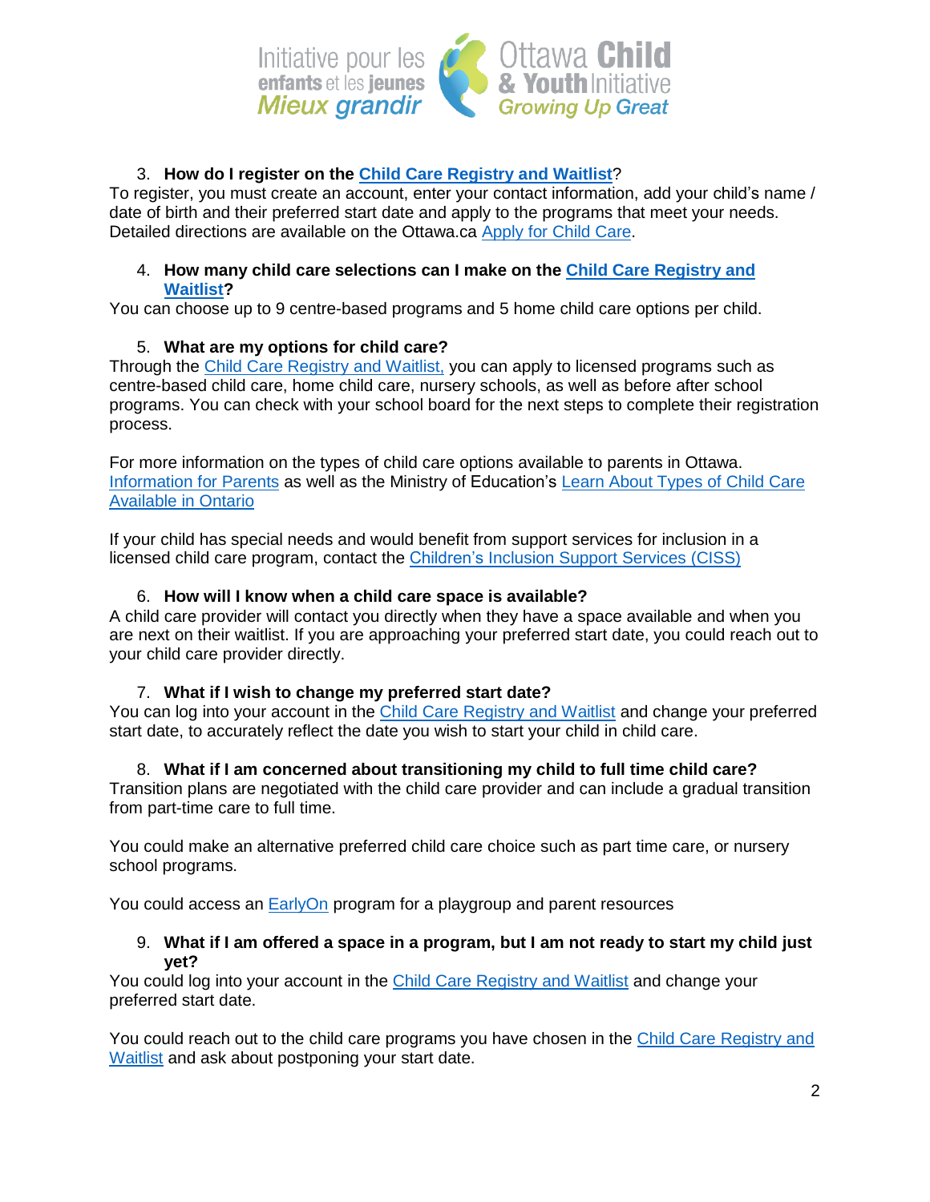3. **How do I register on the Child Care Registry and Waitlist?**

To register, you must create an account, enter your contact information, add your child's name / date of birth and their preferred start date and apply to the programs that meet your needs. Detailed directions are available on the Ottawa.ca Apply for Child Care.

4. **How many child care selections can I make on the Child Care Registry and Waitlist?**

You can choose up to 9 centre-based programs and 5 home child care options per child.

5. **What are my options for child care?**

Through the Child Care Registry and Waitlist, you can apply to licensed programs such as centre-based child care, home child care, nursery schools, as well as before after school programs. You can check with your school board for the next steps to complete their registration process.

For more information on the types of child care options available to parents in Ottawa. Information for Parents as well as the Ministry of Education's Learn About Types of Child Care Available in Ontario

If your child has special needs and would benefit from support services for inclusion in a licensed child care program, contact the Children's Inclusion Support Services (CISS)

6. **How will I know when a child care space is available?**

A child care provider will contact you directly when they have a space available and when you are next on their waitlist. If you are approaching your preferred start date, you could reach out to your child care provider directly.

7. **What if I wish to change my preferred start date?**

You can log into your account in the Child Care Registry and Waitlist and change your preferred start date, to accurately reflect the date you wish to start your child in child care.

8. **What if I am concerned about transitioning my child to full time child care?**

Transition plans are negotiated with the child care provider and can include a gradual transition from part-time care to full time.

You could make an alternative preferred child care choice such as part time care, or nursery school programs.

You could access an EarlyOn program for a playgroup and parent resources

9. **What if I am offered a space in a program, but I am not ready to start my child just yet?**

You could log into your account in the Child Care Registry and Waitlist and change your preferred start date.

You could reach out to the child care programs you have chosen in the Child Care Registry and Waitlist and ask about postponing your start date.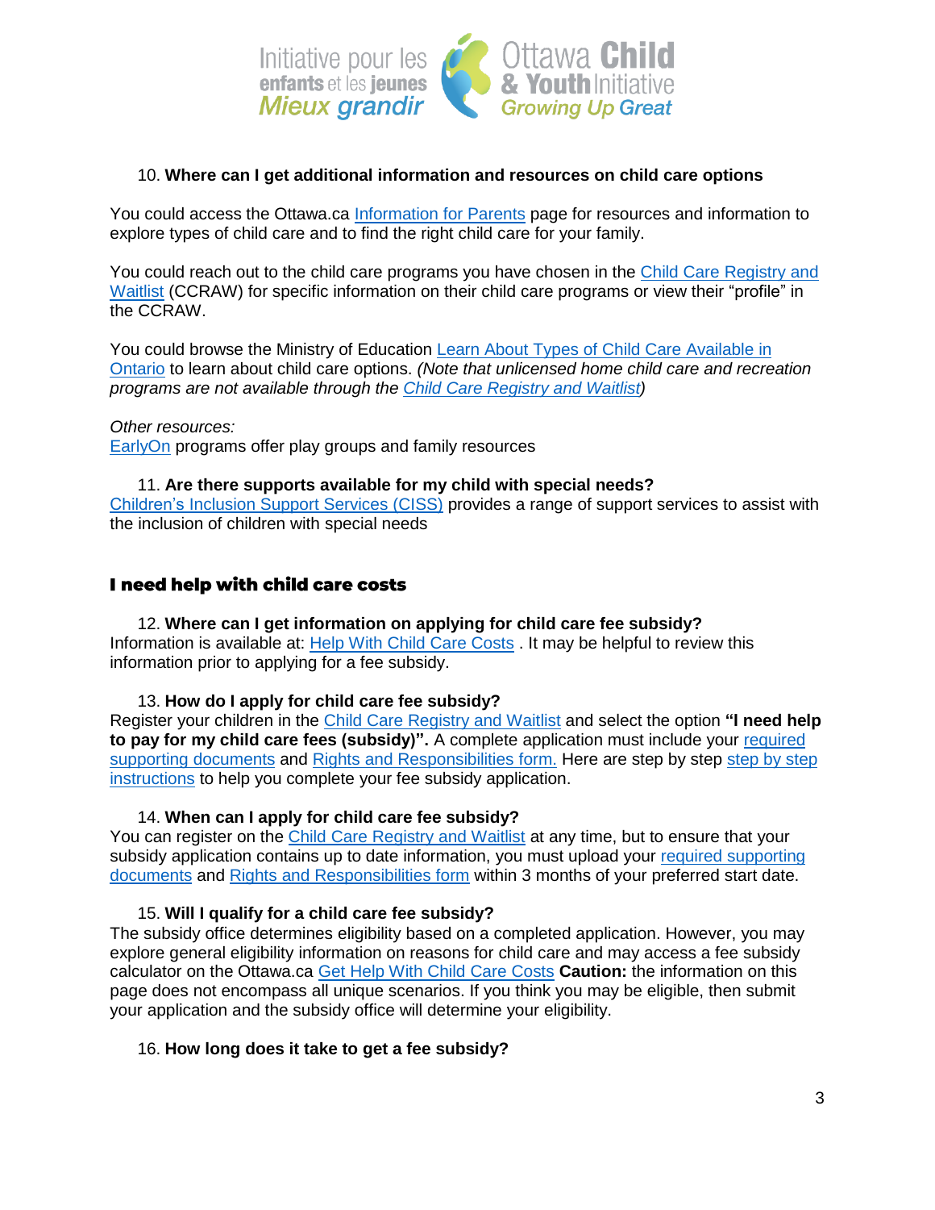10. **Where can I get additional information and resources on child care options**

You could access the Ottawa.ca Information for Parents page for resources and information to explore types of child care and to find the right child care for your family.

You could reach out to the child care programs you have chosen in the Child Care Registry and Waitlist (CCRAW) for specific information on their child care programs or view their "profile" in the CCRAW.

You could browse the Ministry of Education Learn About Types of Child Care Available in Ontario to learn about child care options. *(Note that unlicensed home child care and recreation programs are not available through the Child Care Registry and Waitlist)*

*Other resources:*
EarlyOn programs offer play groups and family resources

11. **Are there supports available for my child with special needs?**
Children's Inclusion Support Services (CISS) provides a range of support services to assist with the inclusion of children with special needs

## I need help with child care costs

12. **Where can I get information on applying for child care fee subsidy?**
Information is available at: Help With Child Care Costs . It may be helpful to review this information prior to applying for a fee subsidy.

13. **How do I apply for child care fee subsidy?**
Register your children in the Child Care Registry and Waitlist and select the option **"I need help to pay for my child care fees (subsidy)".** A complete application must include your required supporting documents and Rights and Responsibilities form. Here are step by step step by step instructions to help you complete your fee subsidy application.

14. **When can I apply for child care fee subsidy?**
You can register on the Child Care Registry and Waitlist at any time, but to ensure that your subsidy application contains up to date information, you must upload your required supporting documents and Rights and Responsibilities form within 3 months of your preferred start date.

15. **Will I qualify for a child care fee subsidy?**
The subsidy office determines eligibility based on a completed application. However, you may explore general eligibility information on reasons for child care and may access a fee subsidy calculator on the Ottawa.ca Get Help With Child Care Costs **Caution:** the information on this page does not encompass all unique scenarios. If you think you may be eligible, then submit your application and the subsidy office will determine your eligibility.

16. **How long does it take to get a fee subsidy?**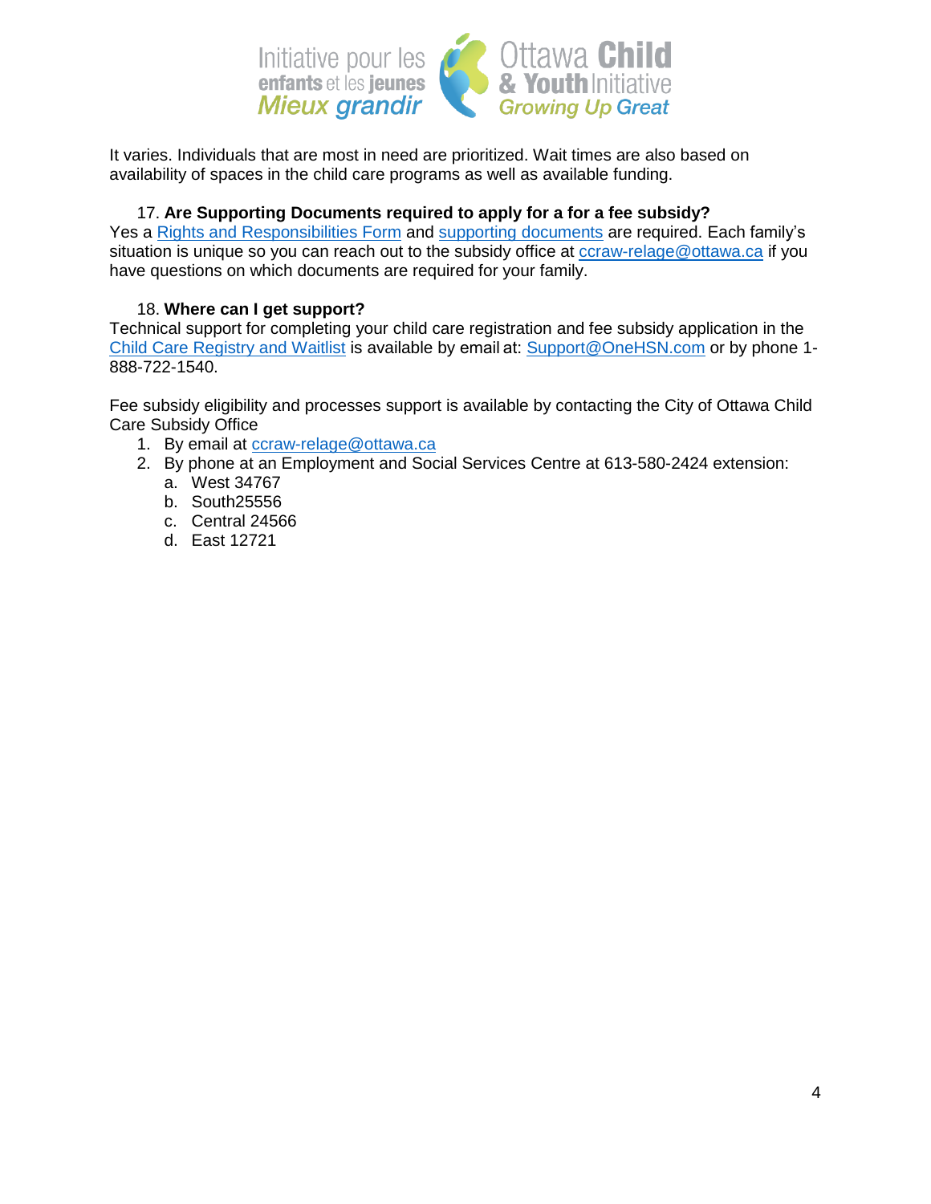It varies. Individuals that are most in need are prioritized. Wait times are also based on availability of spaces in the child care programs as well as available funding.

17. **Are Supporting Documents required to apply for a for a fee subsidy?**

Yes a Rights and Responsibilities Form and supporting documents are required. Each family's situation is unique so you can reach out to the subsidy office at ccraw-relage@ottawa.ca if you have questions on which documents are required for your family.

18. **Where can I get support?**

Technical support for completing your child care registration and fee subsidy application in the Child Care Registry and Waitlist is available by email at: Support@OneHSN.com or by phone 1-888-722-1540.

Fee subsidy eligibility and processes support is available by contacting the City of Ottawa Child Care Subsidy Office

1. By email at ccraw-relage@ottawa.ca
2. By phone at an Employment and Social Services Centre at 613-580-2424 extension:
   a. West 34767
   b. South25556
   c. Central 24566
   d. East 12721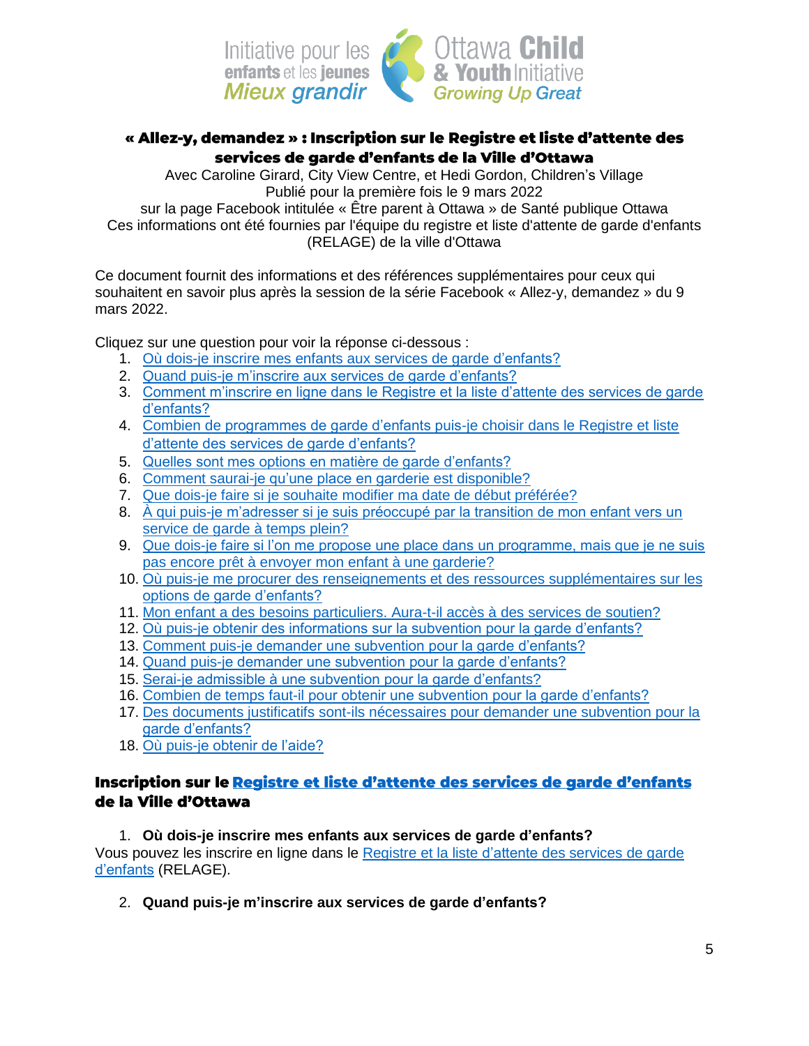# « Allez-y, demandez » : Inscription sur le Registre et liste d'attente des services de garde d'enfants de la Ville d'Ottawa

Avec Caroline Girard, City View Centre, et Hedi Gordon, Children's Village
Publié pour la première fois le 9 mars 2022
sur la page Facebook intitulée « Être parent à Ottawa » de Santé publique Ottawa
Ces informations ont été fournies par l'équipe du registre et liste d'attente de garde d'enfants (RELAGE) de la ville d'Ottawa

Ce document fournit des informations et des références supplémentaires pour ceux qui souhaitent en savoir plus après la session de la série Facebook « Allez-y, demandez » du 9 mars 2022.

Cliquez sur une question pour voir la réponse ci-dessous :

1. Où dois-je inscrire mes enfants aux services de garde d'enfants?
2. Quand puis-je m'inscrire aux services de garde d'enfants?
3. Comment m'inscrire en ligne dans le Registre et la liste d'attente des services de garde d'enfants?
4. Combien de programmes de garde d'enfants puis-je choisir dans le Registre et liste d'attente des services de garde d'enfants?
5. Quelles sont mes options en matière de garde d'enfants?
6. Comment saurai-je qu'une place en garderie est disponible?
7. Que dois-je faire si je souhaite modifier ma date de début préférée?
8. À qui puis-je m'adresser si je suis préoccupé par la transition de mon enfant vers un service de garde à temps plein?
9. Que dois-je faire si l'on me propose une place dans un programme, mais que je ne suis pas encore prêt à envoyer mon enfant à une garderie?
10. Où puis-je me procurer des renseignements et des ressources supplémentaires sur les options de garde d'enfants?
11. Mon enfant a des besoins particuliers. Aura-t-il accès à des services de soutien?
12. Où puis-je obtenir des informations sur la subvention pour la garde d'enfants?
13. Comment puis-je demander une subvention pour la garde d'enfants?
14. Quand puis-je demander une subvention pour la garde d'enfants?
15. Serai-je admissible à une subvention pour la garde d'enfants?
16. Combien de temps faut-il pour obtenir une subvention pour la garde d'enfants?
17. Des documents justificatifs sont-ils nécessaires pour demander une subvention pour la garde d'enfants?
18. Où puis-je obtenir de l'aide?

## Inscription sur le Registre et liste d'attente des services de garde d'enfants de la Ville d'Ottawa

1. **Où dois-je inscrire mes enfants aux services de garde d'enfants?**

Vous pouvez les inscrire en ligne dans le Registre et la liste d'attente des services de garde d'enfants (RELAGE).

2. **Quand puis-je m'inscrire aux services de garde d'enfants?**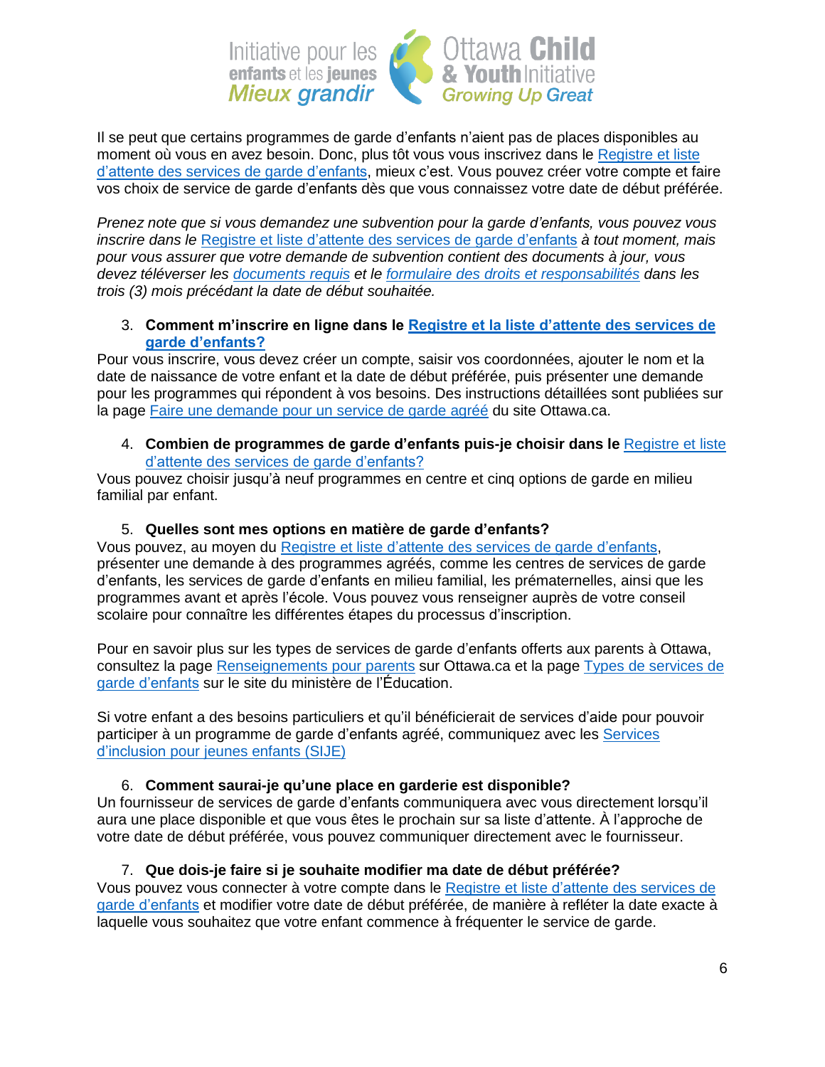Il se peut que certains programmes de garde d'enfants n'aient pas de places disponibles au moment où vous en avez besoin. Donc, plus tôt vous vous inscrivez dans le Registre et liste d'attente des services de garde d'enfants, mieux c'est. Vous pouvez créer votre compte et faire vos choix de service de garde d'enfants dès que vous connaissez votre date de début préférée.

*Prenez note que si vous demandez une subvention pour la garde d'enfants, vous pouvez vous inscrire dans le* Registre et liste d'attente des services de garde d'enfants *à tout moment, mais pour vous assurer que votre demande de subvention contient des documents à jour, vous devez téléverser les documents requis et le formulaire des droits et responsabilités dans les trois (3) mois précédant la date de début souhaitée.*

3. **Comment m'inscrire en ligne dans le Registre et la liste d'attente des services de garde d'enfants?**

Pour vous inscrire, vous devez créer un compte, saisir vos coordonnées, ajouter le nom et la date de naissance de votre enfant et la date de début préférée, puis présenter une demande pour les programmes qui répondent à vos besoins. Des instructions détaillées sont publiées sur la page Faire une demande pour un service de garde agréé du site Ottawa.ca.

4. **Combien de programmes de garde d'enfants puis-je choisir dans le** Registre et liste d'attente des services de garde d'enfants?

Vous pouvez choisir jusqu'à neuf programmes en centre et cinq options de garde en milieu familial par enfant.

5. **Quelles sont mes options en matière de garde d'enfants?**

Vous pouvez, au moyen du Registre et liste d'attente des services de garde d'enfants, présenter une demande à des programmes agréés, comme les centres de services de garde d'enfants, les services de garde d'enfants en milieu familial, les prématernelles, ainsi que les programmes avant et après l'école. Vous pouvez vous renseigner auprès de votre conseil scolaire pour connaître les différentes étapes du processus d'inscription.

Pour en savoir plus sur les types de services de garde d'enfants offerts aux parents à Ottawa, consultez la page Renseignements pour parents sur Ottawa.ca et la page Types de services de garde d'enfants sur le site du ministère de l'Éducation.

Si votre enfant a des besoins particuliers et qu'il bénéficierait de services d'aide pour pouvoir participer à un programme de garde d'enfants agréé, communiquez avec les Services d'inclusion pour jeunes enfants (SIJE)

6. **Comment saurai-je qu'une place en garderie est disponible?**

Un fournisseur de services de garde d'enfants communiquera avec vous directement lorsqu'il aura une place disponible et que vous êtes le prochain sur sa liste d'attente. À l'approche de votre date de début préférée, vous pouvez communiquer directement avec le fournisseur.

7. **Que dois-je faire si je souhaite modifier ma date de début préférée?**

Vous pouvez vous connecter à votre compte dans le Registre et liste d'attente des services de garde d'enfants et modifier votre date de début préférée, de manière à refléter la date exacte à laquelle vous souhaitez que votre enfant commence à fréquenter le service de garde.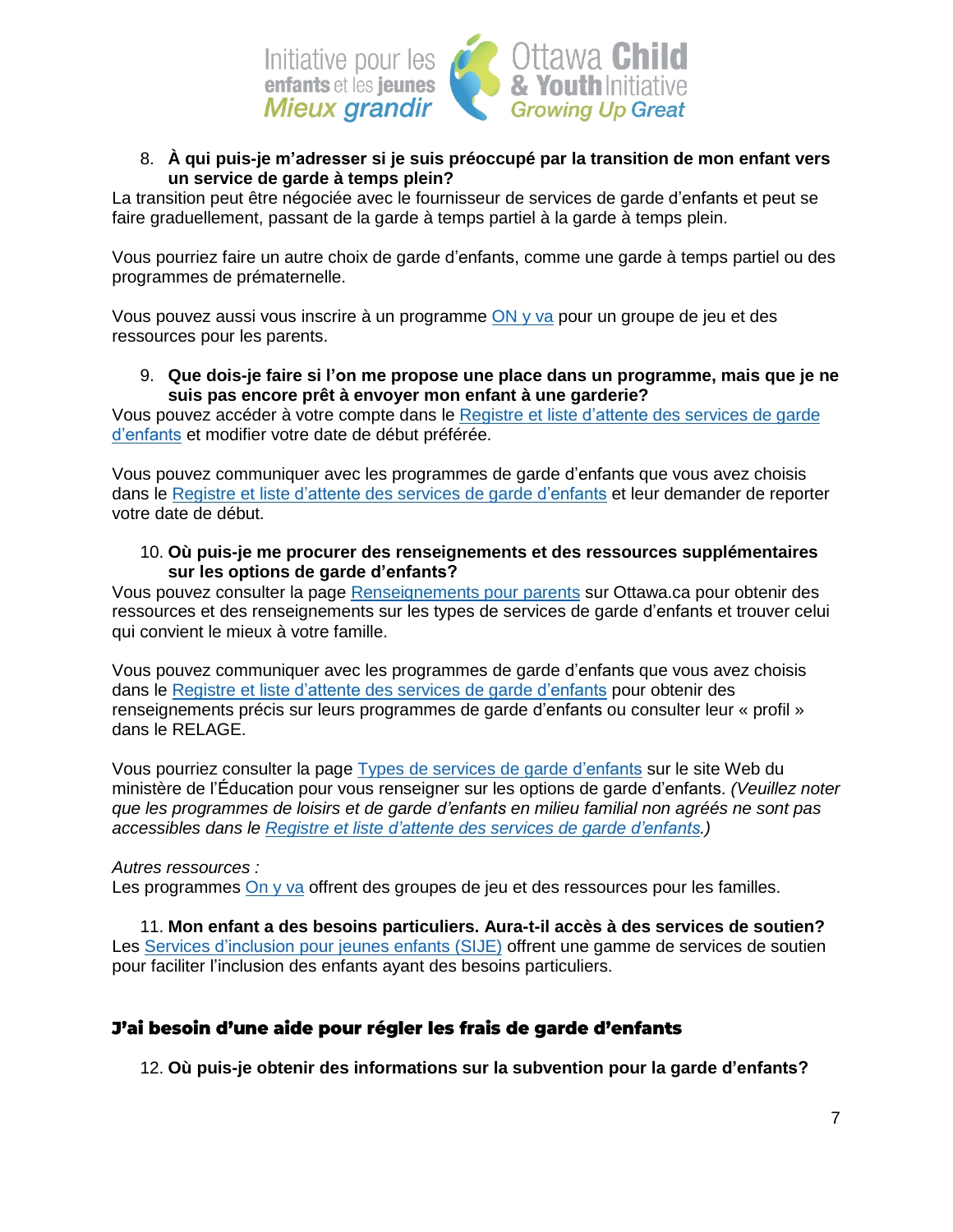8. **À qui puis-je m'adresser si je suis préoccupé par la transition de mon enfant vers un service de garde à temps plein?**

La transition peut être négociée avec le fournisseur de services de garde d'enfants et peut se faire graduellement, passant de la garde à temps partiel à la garde à temps plein.

Vous pourriez faire un autre choix de garde d'enfants, comme une garde à temps partiel ou des programmes de prématernelle.

Vous pouvez aussi vous inscrire à un programme ON y va pour un groupe de jeu et des ressources pour les parents.

9. **Que dois-je faire si l'on me propose une place dans un programme, mais que je ne suis pas encore prêt à envoyer mon enfant à une garderie?**

Vous pouvez accéder à votre compte dans le Registre et liste d'attente des services de garde d'enfants et modifier votre date de début préférée.

Vous pouvez communiquer avec les programmes de garde d'enfants que vous avez choisis dans le Registre et liste d'attente des services de garde d'enfants et leur demander de reporter votre date de début.

10. **Où puis-je me procurer des renseignements et des ressources supplémentaires sur les options de garde d'enfants?**

Vous pouvez consulter la page Renseignements pour parents sur Ottawa.ca pour obtenir des ressources et des renseignements sur les types de services de garde d'enfants et trouver celui qui convient le mieux à votre famille.

Vous pouvez communiquer avec les programmes de garde d'enfants que vous avez choisis dans le Registre et liste d'attente des services de garde d'enfants pour obtenir des renseignements précis sur leurs programmes de garde d'enfants ou consulter leur « profil » dans le RELAGE.

Vous pourriez consulter la page Types de services de garde d'enfants sur le site Web du ministère de l'Éducation pour vous renseigner sur les options de garde d'enfants. *(Veuillez noter que les programmes de loisirs et de garde d'enfants en milieu familial non agréés ne sont pas accessibles dans le Registre et liste d'attente des services de garde d'enfants.)*

*Autres ressources :*
Les programmes On y va offrent des groupes de jeu et des ressources pour les familles.

11. **Mon enfant a des besoins particuliers. Aura-t-il accès à des services de soutien?**

Les Services d'inclusion pour jeunes enfants (SIJE) offrent une gamme de services de soutien pour faciliter l'inclusion des enfants ayant des besoins particuliers.

## J'ai besoin d'une aide pour régler les frais de garde d'enfants

12. **Où puis-je obtenir des informations sur la subvention pour la garde d'enfants?**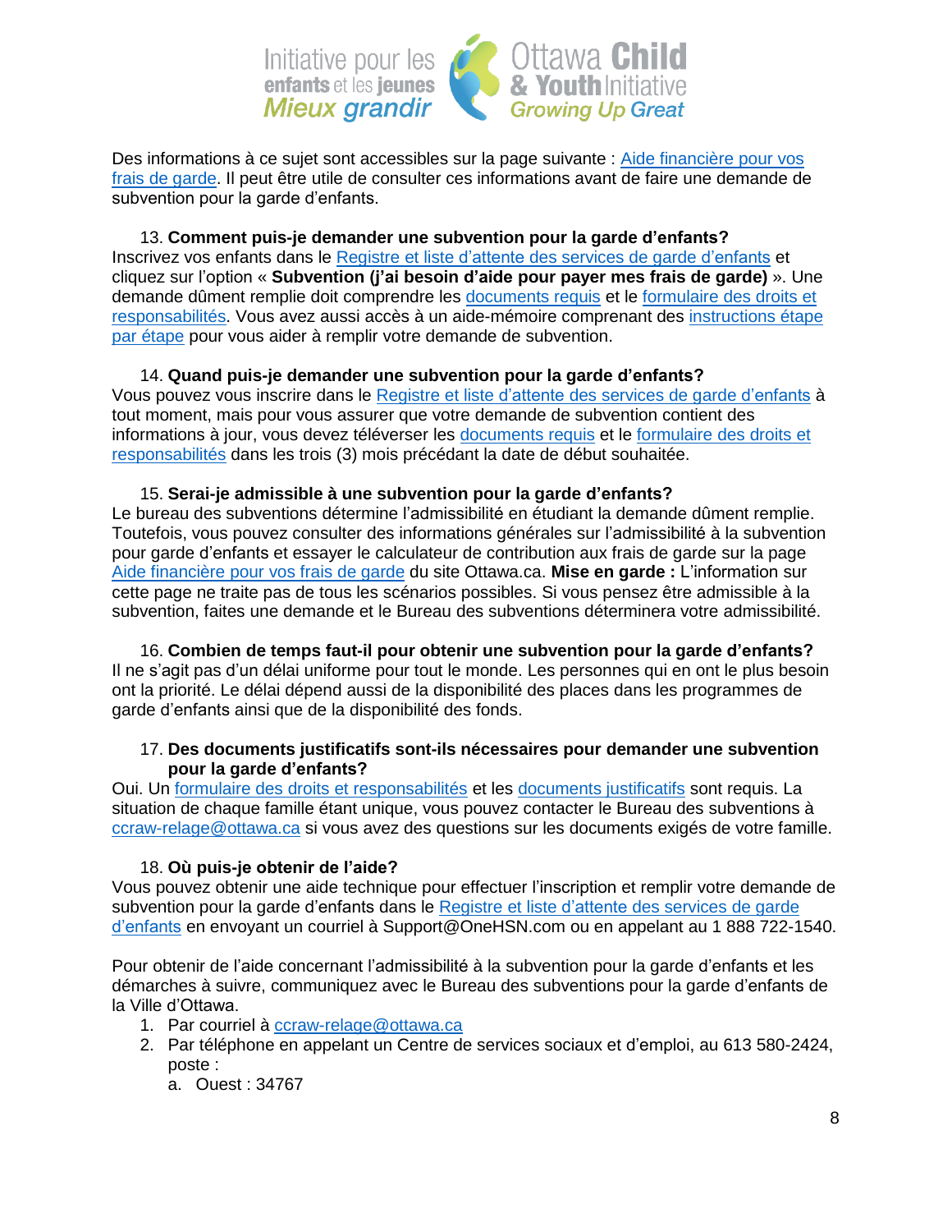Des informations à ce sujet sont accessibles sur la page suivante : Aide financière pour vos frais de garde. Il peut être utile de consulter ces informations avant de faire une demande de subvention pour la garde d'enfants.

13. **Comment puis-je demander une subvention pour la garde d'enfants?**

Inscrivez vos enfants dans le Registre et liste d'attente des services de garde d'enfants et cliquez sur l'option « **Subvention (j'ai besoin d'aide pour payer mes frais de garde)** ». Une demande dûment remplie doit comprendre les documents requis et le formulaire des droits et responsabilités. Vous avez aussi accès à un aide-mémoire comprenant des instructions étape par étape pour vous aider à remplir votre demande de subvention.

14. **Quand puis-je demander une subvention pour la garde d'enfants?**

Vous pouvez vous inscrire dans le Registre et liste d'attente des services de garde d'enfants à tout moment, mais pour vous assurer que votre demande de subvention contient des informations à jour, vous devez téléverser les documents requis et le formulaire des droits et responsabilités dans les trois (3) mois précédant la date de début souhaitée.

15. **Serai-je admissible à une subvention pour la garde d'enfants?**

Le bureau des subventions détermine l'admissibilité en étudiant la demande dûment remplie. Toutefois, vous pouvez consulter des informations générales sur l'admissibilité à la subvention pour garde d'enfants et essayer le calculateur de contribution aux frais de garde sur la page Aide financière pour vos frais de garde du site Ottawa.ca. **Mise en garde :** L'information sur cette page ne traite pas de tous les scénarios possibles. Si vous pensez être admissible à la subvention, faites une demande et le Bureau des subventions déterminera votre admissibilité.

16. **Combien de temps faut-il pour obtenir une subvention pour la garde d'enfants?**

Il ne s'agit pas d'un délai uniforme pour tout le monde. Les personnes qui en ont le plus besoin ont la priorité. Le délai dépend aussi de la disponibilité des places dans les programmes de garde d'enfants ainsi que de la disponibilité des fonds.

17. **Des documents justificatifs sont-ils nécessaires pour demander une subvention pour la garde d'enfants?**

Oui. Un formulaire des droits et responsabilités et les documents justificatifs sont requis. La situation de chaque famille étant unique, vous pouvez contacter le Bureau des subventions à ccraw-relage@ottawa.ca si vous avez des questions sur les documents exigés de votre famille.

18. **Où puis-je obtenir de l'aide?**

Vous pouvez obtenir une aide technique pour effectuer l'inscription et remplir votre demande de subvention pour la garde d'enfants dans le Registre et liste d'attente des services de garde d'enfants en envoyant un courriel à Support@OneHSN.com ou en appelant au 1 888 722-1540.

Pour obtenir de l'aide concernant l'admissibilité à la subvention pour la garde d'enfants et les démarches à suivre, communiquez avec le Bureau des subventions pour la garde d'enfants de la Ville d'Ottawa.

1. Par courriel à ccraw-relage@ottawa.ca
2. Par téléphone en appelant un Centre de services sociaux et d'emploi, au 613 580-2424, poste :
   a. Ouest : 34767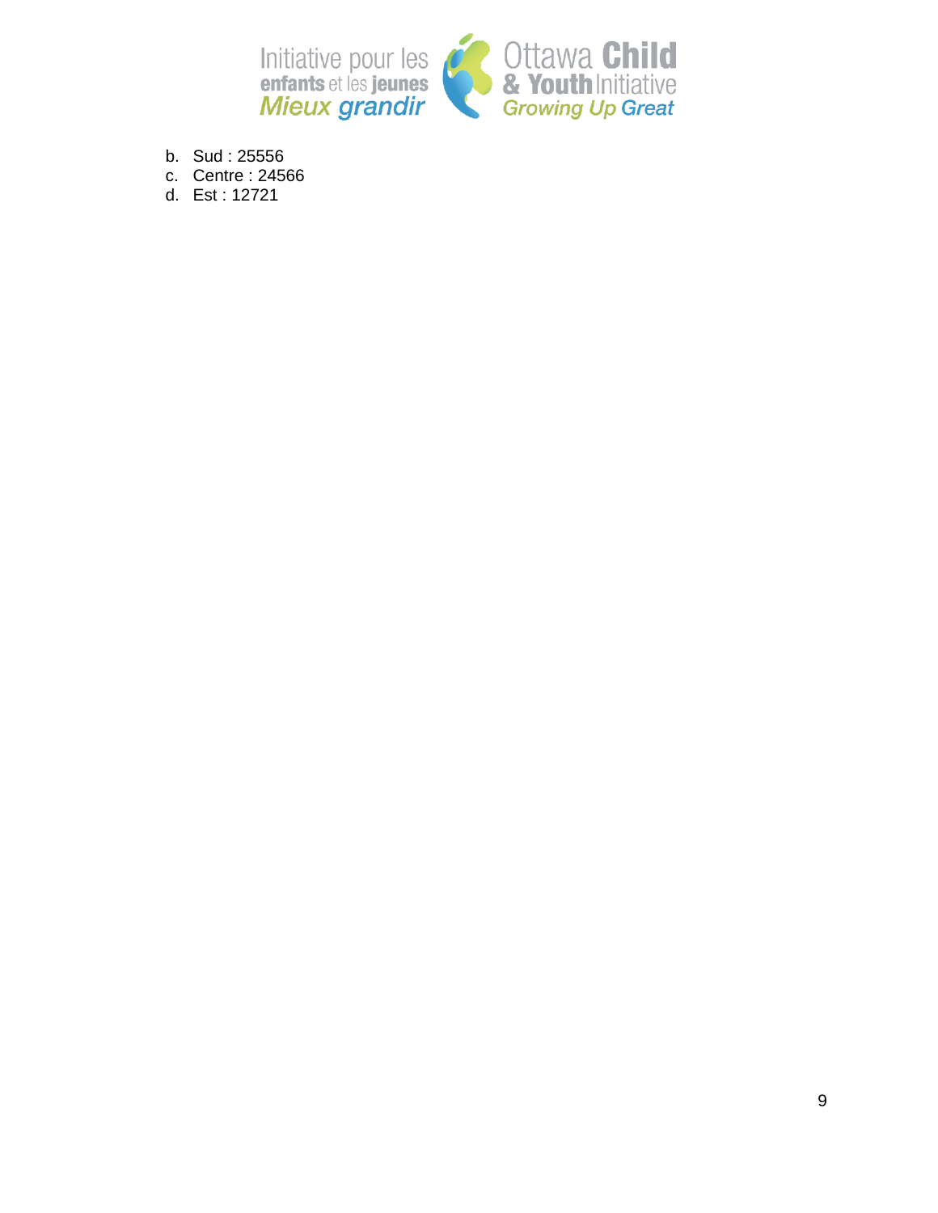b. Sud : 25556
c. Centre : 24566
d. Est : 12721